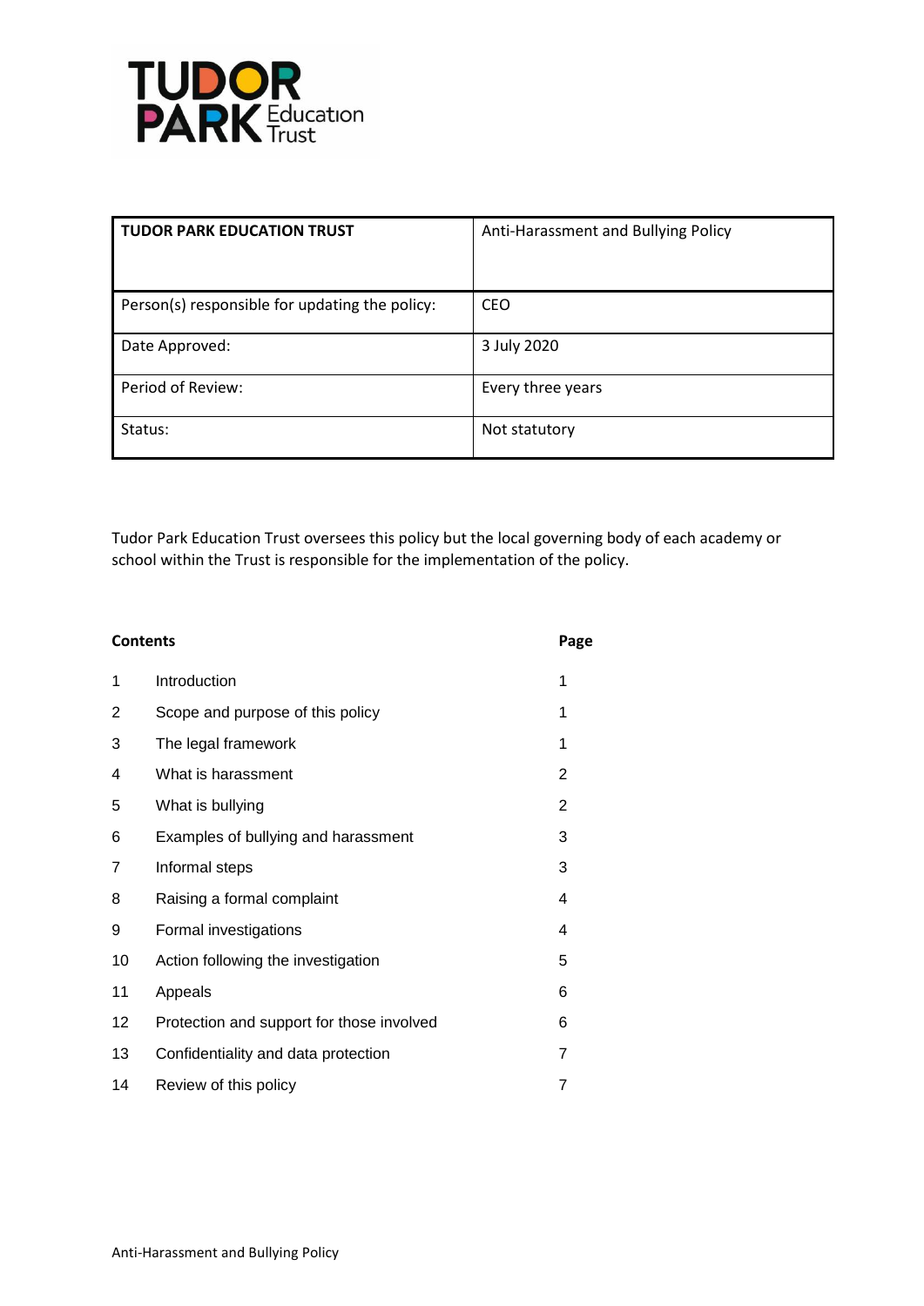| TUDOR PARK EDUCATION TRUST | Anti-Harassment and Bullying Policy |
|---|---|
| Person(s) responsible for updating the policy: | CEO |
| Date Approved: | 3 July 2020 |
| Period of Review: | Every three years |
| Status: | Not statutory |

Tudor Park Education Trust oversees this policy but the local governing body of each academy or school within the Trust is responsible for the implementation of the policy.

| | **Contents** | **Page** |
|---|---|---|
| 1 | Introduction | 1 |
| 2 | Scope and purpose of this policy | 1 |
| 3 | The legal framework | 1 |
| 4 | What is harassment | 2 |
| 5 | What is bullying | 2 |
| 6 | Examples of bullying and harassment | 3 |
| 7 | Informal steps | 3 |
| 8 | Raising a formal complaint | 4 |
| 9 | Formal investigations | 4 |
| 10 | Action following the investigation | 5 |
| 11 | Appeals | 6 |
| 12 | Protection and support for those involved | 6 |
| 13 | Confidentiality and data protection | 7 |
| 14 | Review of this policy | 7 |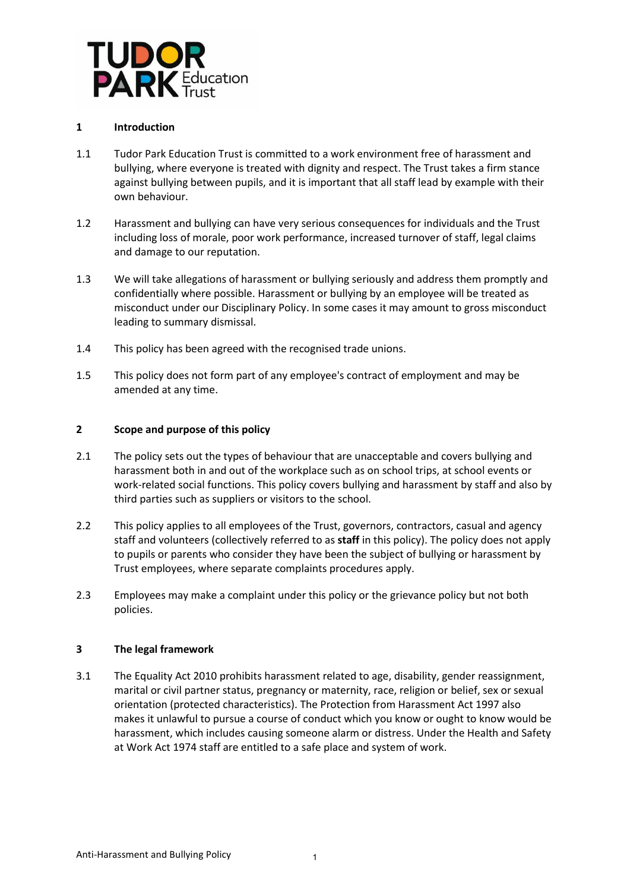## 1 Introduction

1.1 Tudor Park Education Trust is committed to a work environment free of harassment and bullying, where everyone is treated with dignity and respect. The Trust takes a firm stance against bullying between pupils, and it is important that all staff lead by example with their own behaviour.

1.2 Harassment and bullying can have very serious consequences for individuals and the Trust including loss of morale, poor work performance, increased turnover of staff, legal claims and damage to our reputation.

1.3 We will take allegations of harassment or bullying seriously and address them promptly and confidentially where possible. Harassment or bullying by an employee will be treated as misconduct under our Disciplinary Policy. In some cases it may amount to gross misconduct leading to summary dismissal.

1.4 This policy has been agreed with the recognised trade unions.

1.5 This policy does not form part of any employee's contract of employment and may be amended at any time.

## 2 Scope and purpose of this policy

2.1 The policy sets out the types of behaviour that are unacceptable and covers bullying and harassment both in and out of the workplace such as on school trips, at school events or work-related social functions. This policy covers bullying and harassment by staff and also by third parties such as suppliers or visitors to the school.

2.2 This policy applies to all employees of the Trust, governors, contractors, casual and agency staff and volunteers (collectively referred to as **staff** in this policy). The policy does not apply to pupils or parents who consider they have been the subject of bullying or harassment by Trust employees, where separate complaints procedures apply.

2.3 Employees may make a complaint under this policy or the grievance policy but not both policies.

## 3 The legal framework

3.1 The Equality Act 2010 prohibits harassment related to age, disability, gender reassignment, marital or civil partner status, pregnancy or maternity, race, religion or belief, sex or sexual orientation (protected characteristics). The Protection from Harassment Act 1997 also makes it unlawful to pursue a course of conduct which you know or ought to know would be harassment, which includes causing someone alarm or distress. Under the Health and Safety at Work Act 1974 staff are entitled to a safe place and system of work.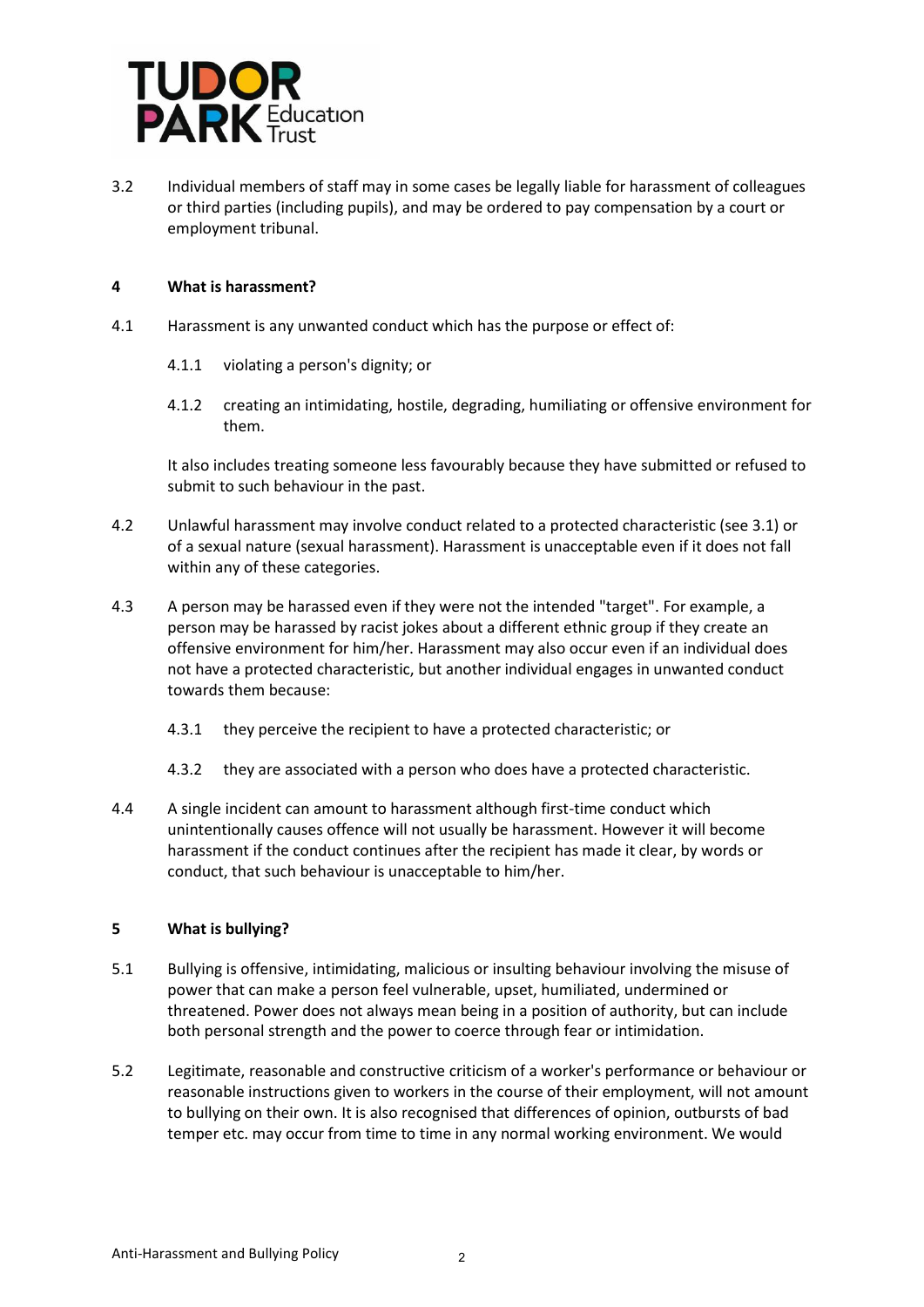3.2 Individual members of staff may in some cases be legally liable for harassment of colleagues or third parties (including pupils), and may be ordered to pay compensation by a court or employment tribunal.

## 4 What is harassment?

4.1 Harassment is any unwanted conduct which has the purpose or effect of:

4.1.1 violating a person's dignity; or

4.1.2 creating an intimidating, hostile, degrading, humiliating or offensive environment for them.

It also includes treating someone less favourably because they have submitted or refused to submit to such behaviour in the past.

4.2 Unlawful harassment may involve conduct related to a protected characteristic (see 3.1) or of a sexual nature (sexual harassment). Harassment is unacceptable even if it does not fall within any of these categories.

4.3 A person may be harassed even if they were not the intended "target". For example, a person may be harassed by racist jokes about a different ethnic group if they create an offensive environment for him/her. Harassment may also occur even if an individual does not have a protected characteristic, but another individual engages in unwanted conduct towards them because:

4.3.1 they perceive the recipient to have a protected characteristic; or

4.3.2 they are associated with a person who does have a protected characteristic.

4.4 A single incident can amount to harassment although first-time conduct which unintentionally causes offence will not usually be harassment. However it will become harassment if the conduct continues after the recipient has made it clear, by words or conduct, that such behaviour is unacceptable to him/her.

## 5 What is bullying?

5.1 Bullying is offensive, intimidating, malicious or insulting behaviour involving the misuse of power that can make a person feel vulnerable, upset, humiliated, undermined or threatened. Power does not always mean being in a position of authority, but can include both personal strength and the power to coerce through fear or intimidation.

5.2 Legitimate, reasonable and constructive criticism of a worker's performance or behaviour or reasonable instructions given to workers in the course of their employment, will not amount to bullying on their own. It is also recognised that differences of opinion, outbursts of bad temper etc. may occur from time to time in any normal working environment. We would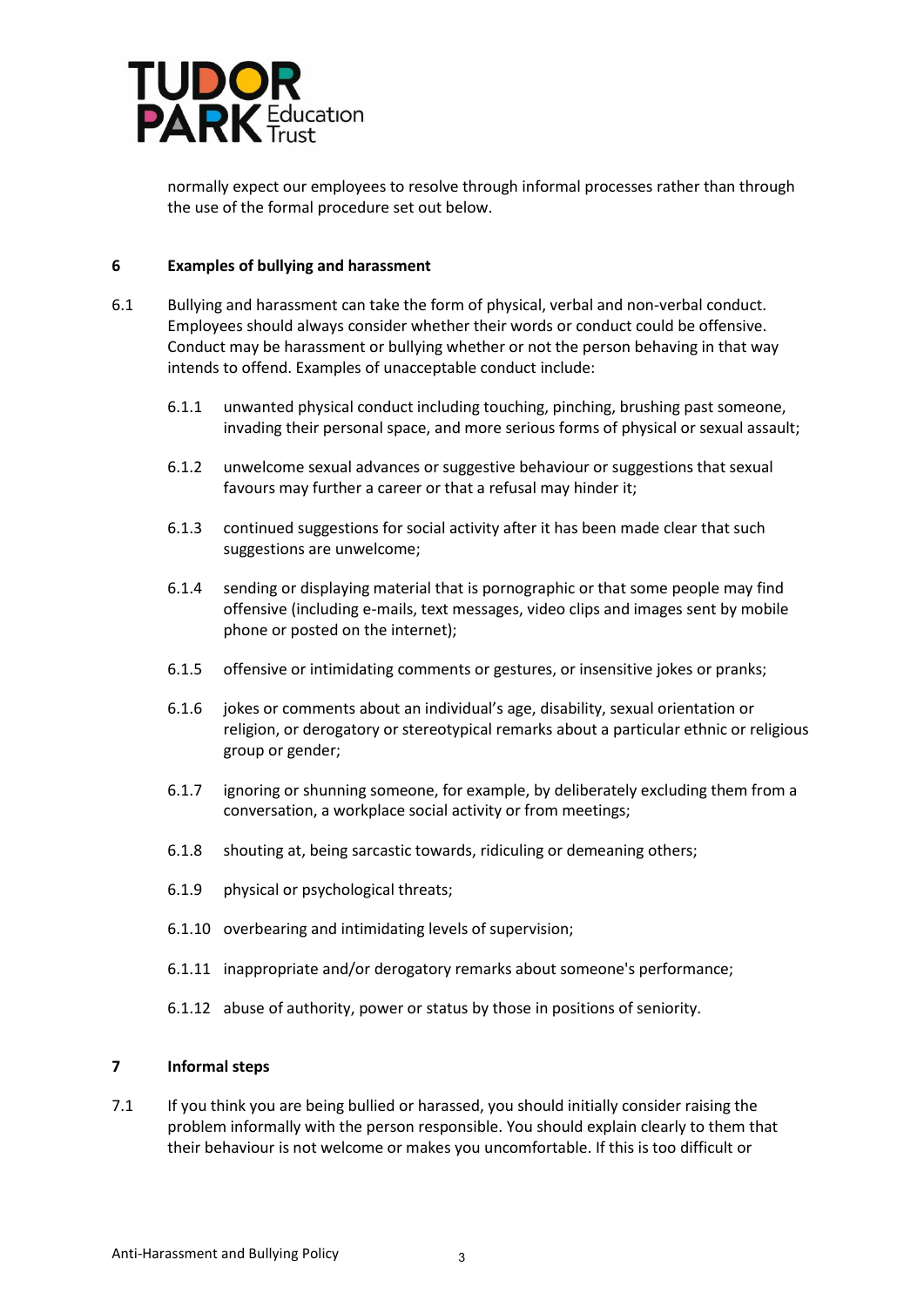normally expect our employees to resolve through informal processes rather than through the use of the formal procedure set out below.

## 6 Examples of bullying and harassment

6.1 Bullying and harassment can take the form of physical, verbal and non-verbal conduct. Employees should always consider whether their words or conduct could be offensive. Conduct may be harassment or bullying whether or not the person behaving in that way intends to offend. Examples of unacceptable conduct include:

6.1.1 unwanted physical conduct including touching, pinching, brushing past someone, invading their personal space, and more serious forms of physical or sexual assault;

6.1.2 unwelcome sexual advances or suggestive behaviour or suggestions that sexual favours may further a career or that a refusal may hinder it;

6.1.3 continued suggestions for social activity after it has been made clear that such suggestions are unwelcome;

6.1.4 sending or displaying material that is pornographic or that some people may find offensive (including e-mails, text messages, video clips and images sent by mobile phone or posted on the internet);

6.1.5 offensive or intimidating comments or gestures, or insensitive jokes or pranks;

6.1.6 jokes or comments about an individual's age, disability, sexual orientation or religion, or derogatory or stereotypical remarks about a particular ethnic or religious group or gender;

6.1.7 ignoring or shunning someone, for example, by deliberately excluding them from a conversation, a workplace social activity or from meetings;

6.1.8 shouting at, being sarcastic towards, ridiculing or demeaning others;

6.1.9 physical or psychological threats;

6.1.10 overbearing and intimidating levels of supervision;

6.1.11 inappropriate and/or derogatory remarks about someone's performance;

6.1.12 abuse of authority, power or status by those in positions of seniority.

## 7 Informal steps

7.1 If you think you are being bullied or harassed, you should initially consider raising the problem informally with the person responsible. You should explain clearly to them that their behaviour is not welcome or makes you uncomfortable. If this is too difficult or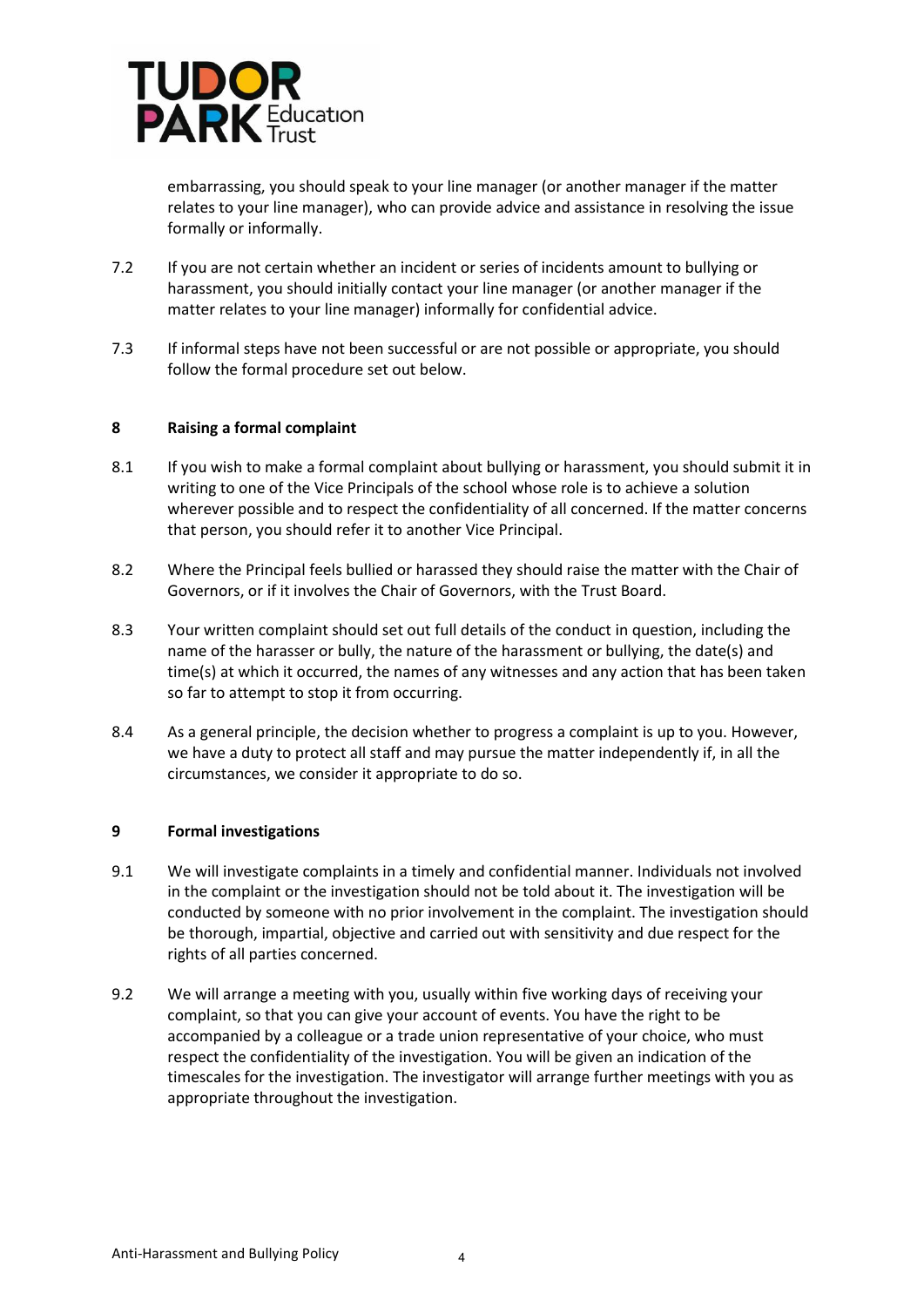embarrassing, you should speak to your line manager (or another manager if the matter relates to your line manager), who can provide advice and assistance in resolving the issue formally or informally.

7.2 If you are not certain whether an incident or series of incidents amount to bullying or harassment, you should initially contact your line manager (or another manager if the matter relates to your line manager) informally for confidential advice.

7.3 If informal steps have not been successful or are not possible or appropriate, you should follow the formal procedure set out below.

## 8 Raising a formal complaint

8.1 If you wish to make a formal complaint about bullying or harassment, you should submit it in writing to one of the Vice Principals of the school whose role is to achieve a solution wherever possible and to respect the confidentiality of all concerned. If the matter concerns that person, you should refer it to another Vice Principal.

8.2 Where the Principal feels bullied or harassed they should raise the matter with the Chair of Governors, or if it involves the Chair of Governors, with the Trust Board.

8.3 Your written complaint should set out full details of the conduct in question, including the name of the harasser or bully, the nature of the harassment or bullying, the date(s) and time(s) at which it occurred, the names of any witnesses and any action that has been taken so far to attempt to stop it from occurring.

8.4 As a general principle, the decision whether to progress a complaint is up to you. However, we have a duty to protect all staff and may pursue the matter independently if, in all the circumstances, we consider it appropriate to do so.

## 9 Formal investigations

9.1 We will investigate complaints in a timely and confidential manner. Individuals not involved in the complaint or the investigation should not be told about it. The investigation will be conducted by someone with no prior involvement in the complaint. The investigation should be thorough, impartial, objective and carried out with sensitivity and due respect for the rights of all parties concerned.

9.2 We will arrange a meeting with you, usually within five working days of receiving your complaint, so that you can give your account of events. You have the right to be accompanied by a colleague or a trade union representative of your choice, who must respect the confidentiality of the investigation. You will be given an indication of the timescales for the investigation. The investigator will arrange further meetings with you as appropriate throughout the investigation.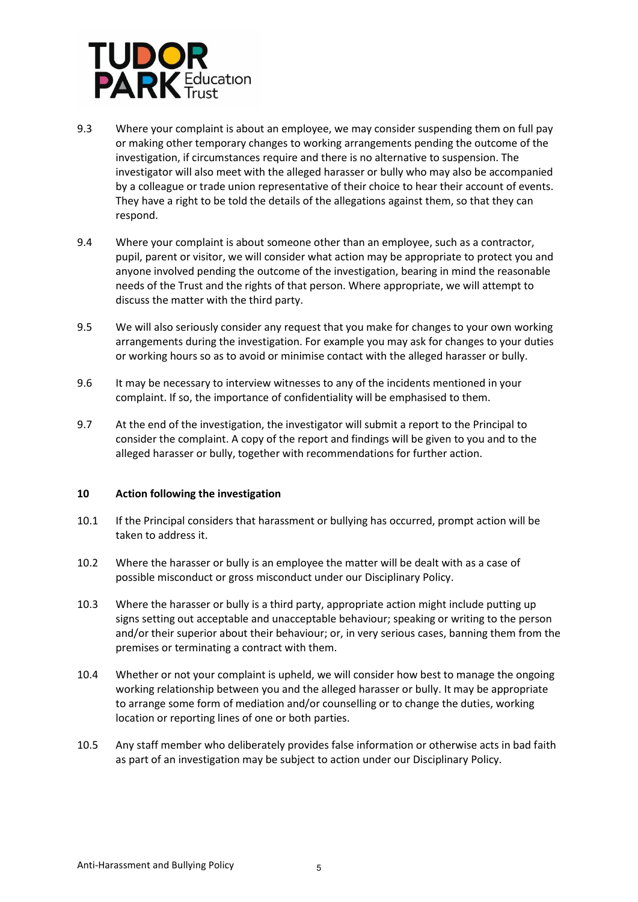9.3 Where your complaint is about an employee, we may consider suspending them on full pay or making other temporary changes to working arrangements pending the outcome of the investigation, if circumstances require and there is no alternative to suspension. The investigator will also meet with the alleged harasser or bully who may also be accompanied by a colleague or trade union representative of their choice to hear their account of events. They have a right to be told the details of the allegations against them, so that they can respond.

9.4 Where your complaint is about someone other than an employee, such as a contractor, pupil, parent or visitor, we will consider what action may be appropriate to protect you and anyone involved pending the outcome of the investigation, bearing in mind the reasonable needs of the Trust and the rights of that person. Where appropriate, we will attempt to discuss the matter with the third party.

9.5 We will also seriously consider any request that you make for changes to your own working arrangements during the investigation. For example you may ask for changes to your duties or working hours so as to avoid or minimise contact with the alleged harasser or bully.

9.6 It may be necessary to interview witnesses to any of the incidents mentioned in your complaint. If so, the importance of confidentiality will be emphasised to them.

9.7 At the end of the investigation, the investigator will submit a report to the Principal to consider the complaint. A copy of the report and findings will be given to you and to the alleged harasser or bully, together with recommendations for further action.

## 10 Action following the investigation

10.1 If the Principal considers that harassment or bullying has occurred, prompt action will be taken to address it.

10.2 Where the harasser or bully is an employee the matter will be dealt with as a case of possible misconduct or gross misconduct under our Disciplinary Policy.

10.3 Where the harasser or bully is a third party, appropriate action might include putting up signs setting out acceptable and unacceptable behaviour; speaking or writing to the person and/or their superior about their behaviour; or, in very serious cases, banning them from the premises or terminating a contract with them.

10.4 Whether or not your complaint is upheld, we will consider how best to manage the ongoing working relationship between you and the alleged harasser or bully. It may be appropriate to arrange some form of mediation and/or counselling or to change the duties, working location or reporting lines of one or both parties.

10.5 Any staff member who deliberately provides false information or otherwise acts in bad faith as part of an investigation may be subject to action under our Disciplinary Policy.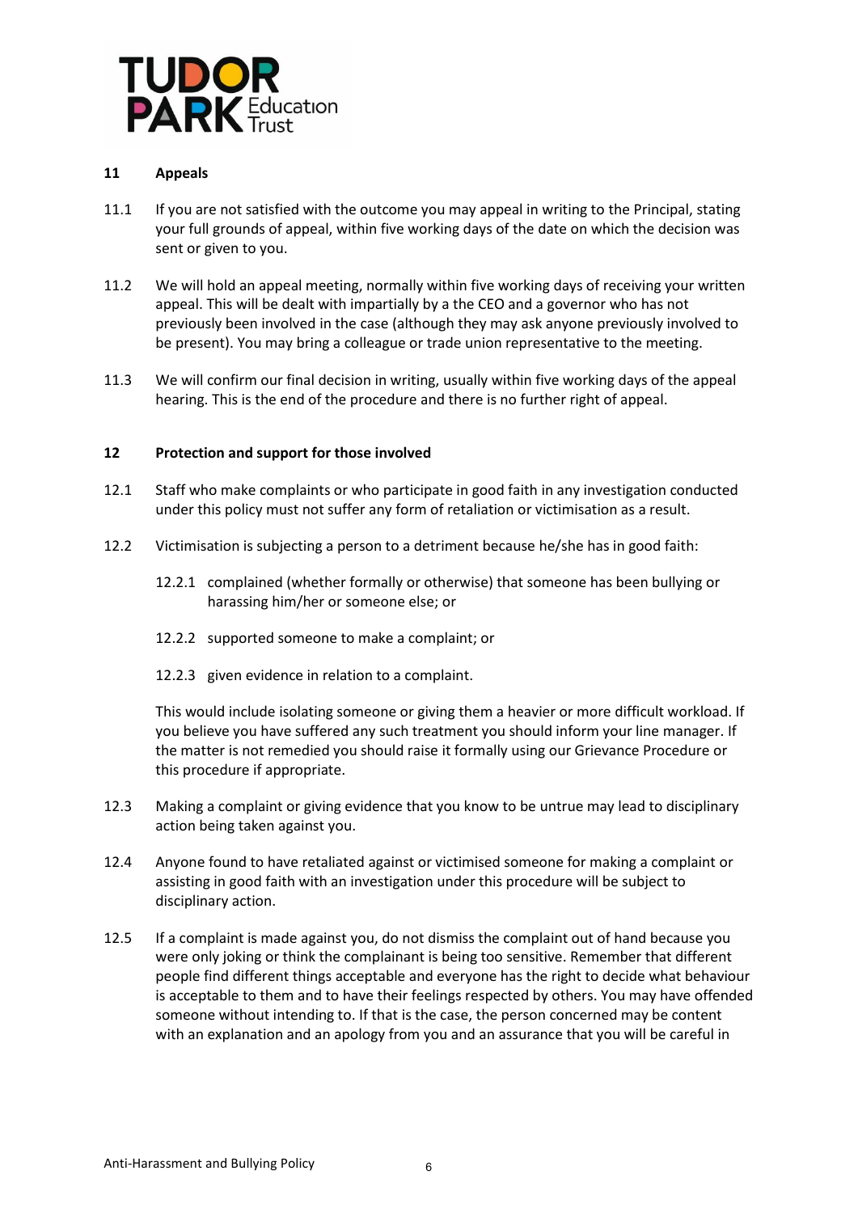## 11 Appeals

11.1 If you are not satisfied with the outcome you may appeal in writing to the Principal, stating your full grounds of appeal, within five working days of the date on which the decision was sent or given to you.

11.2 We will hold an appeal meeting, normally within five working days of receiving your written appeal. This will be dealt with impartially by a the CEO and a governor who has not previously been involved in the case (although they may ask anyone previously involved to be present). You may bring a colleague or trade union representative to the meeting.

11.3 We will confirm our final decision in writing, usually within five working days of the appeal hearing. This is the end of the procedure and there is no further right of appeal.

## 12 Protection and support for those involved

12.1 Staff who make complaints or who participate in good faith in any investigation conducted under this policy must not suffer any form of retaliation or victimisation as a result.

12.2 Victimisation is subjecting a person to a detriment because he/she has in good faith:

12.2.1 complained (whether formally or otherwise) that someone has been bullying or harassing him/her or someone else; or

12.2.2 supported someone to make a complaint; or

12.2.3 given evidence in relation to a complaint.

This would include isolating someone or giving them a heavier or more difficult workload. If you believe you have suffered any such treatment you should inform your line manager. If the matter is not remedied you should raise it formally using our Grievance Procedure or this procedure if appropriate.

12.3 Making a complaint or giving evidence that you know to be untrue may lead to disciplinary action being taken against you.

12.4 Anyone found to have retaliated against or victimised someone for making a complaint or assisting in good faith with an investigation under this procedure will be subject to disciplinary action.

12.5 If a complaint is made against you, do not dismiss the complaint out of hand because you were only joking or think the complainant is being too sensitive. Remember that different people find different things acceptable and everyone has the right to decide what behaviour is acceptable to them and to have their feelings respected by others. You may have offended someone without intending to. If that is the case, the person concerned may be content with an explanation and an apology from you and an assurance that you will be careful in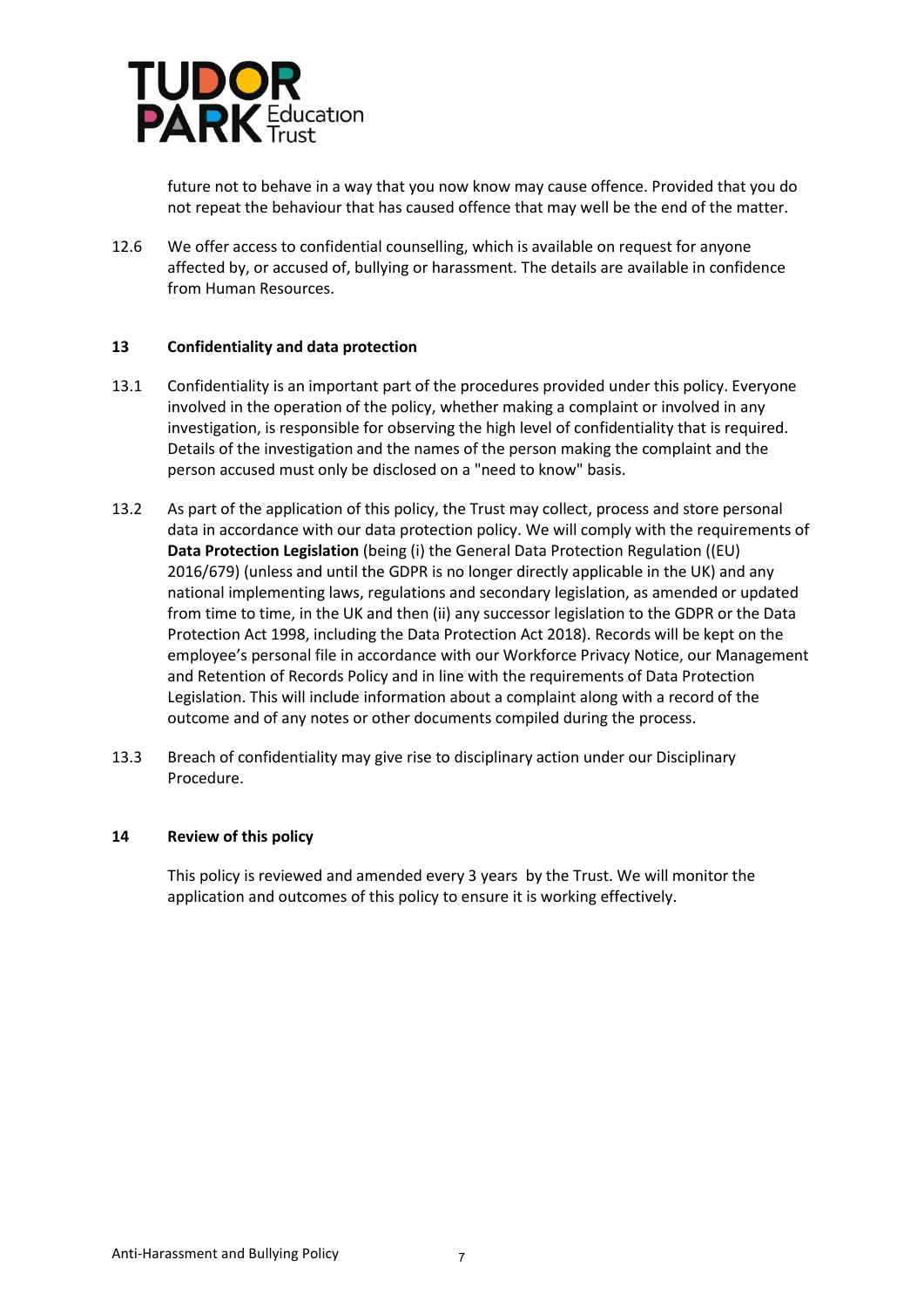future not to behave in a way that you now know may cause offence. Provided that you do not repeat the behaviour that has caused offence that may well be the end of the matter.

12.6 We offer access to confidential counselling, which is available on request for anyone affected by, or accused of, bullying or harassment. The details are available in confidence from Human Resources.

## 13 Confidentiality and data protection

13.1 Confidentiality is an important part of the procedures provided under this policy. Everyone involved in the operation of the policy, whether making a complaint or involved in any investigation, is responsible for observing the high level of confidentiality that is required. Details of the investigation and the names of the person making the complaint and the person accused must only be disclosed on a "need to know" basis.

13.2 As part of the application of this policy, the Trust may collect, process and store personal data in accordance with our data protection policy. We will comply with the requirements of **Data Protection Legislation** (being (i) the General Data Protection Regulation ((EU) 2016/679) (unless and until the GDPR is no longer directly applicable in the UK) and any national implementing laws, regulations and secondary legislation, as amended or updated from time to time, in the UK and then (ii) any successor legislation to the GDPR or the Data Protection Act 1998, including the Data Protection Act 2018). Records will be kept on the employee's personal file in accordance with our Workforce Privacy Notice, our Management and Retention of Records Policy and in line with the requirements of Data Protection Legislation. This will include information about a complaint along with a record of the outcome and of any notes or other documents compiled during the process.

13.3 Breach of confidentiality may give rise to disciplinary action under our Disciplinary Procedure.

## 14 Review of this policy

This policy is reviewed and amended every 3 years by the Trust. We will monitor the application and outcomes of this policy to ensure it is working effectively.